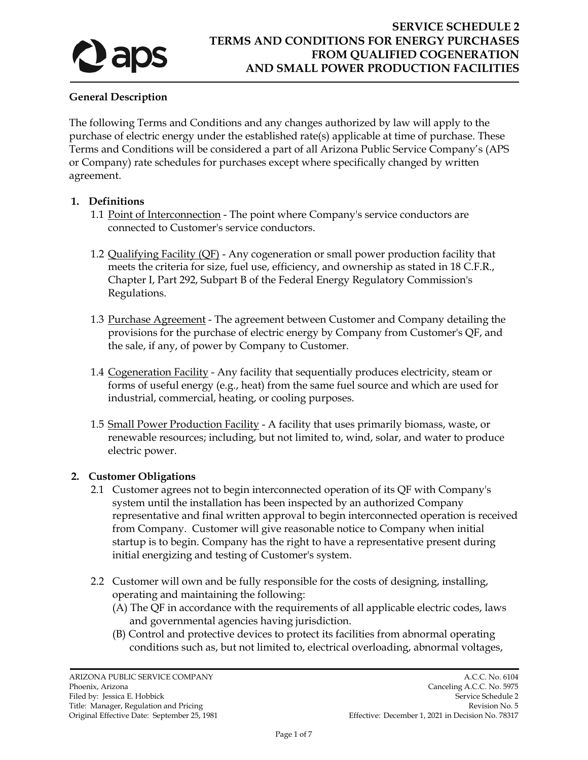# SERVICE SCHEDULE 2
# TERMS AND CONDITIONS FOR ENERGY PURCHASES FROM QUALIFIED COGENERATION AND SMALL POWER PRODUCTION FACILITIES

**General Description**

The following Terms and Conditions and any changes authorized by law will apply to the purchase of electric energy under the established rate(s) applicable at time of purchase. These Terms and Conditions will be considered a part of all Arizona Public Service Company's (APS or Company) rate schedules for purchases except where specifically changed by written agreement.

**1. Definitions**

1.1 Point of Interconnection - The point where Company's service conductors are connected to Customer's service conductors.

1.2 Qualifying Facility (QF) - Any cogeneration or small power production facility that meets the criteria for size, fuel use, efficiency, and ownership as stated in 18 C.F.R., Chapter I, Part 292, Subpart B of the Federal Energy Regulatory Commission's Regulations.

1.3 Purchase Agreement - The agreement between Customer and Company detailing the provisions for the purchase of electric energy by Company from Customer's QF, and the sale, if any, of power by Company to Customer.

1.4 Cogeneration Facility - Any facility that sequentially produces electricity, steam or forms of useful energy (e.g., heat) from the same fuel source and which are used for industrial, commercial, heating, or cooling purposes.

1.5 Small Power Production Facility - A facility that uses primarily biomass, waste, or renewable resources; including, but not limited to, wind, solar, and water to produce electric power.

**2. Customer Obligations**

2.1 Customer agrees not to begin interconnected operation of its QF with Company's system until the installation has been inspected by an authorized Company representative and final written approval to begin interconnected operation is received from Company. Customer will give reasonable notice to Company when initial startup is to begin. Company has the right to have a representative present during initial energizing and testing of Customer's system.

2.2 Customer will own and be fully responsible for the costs of designing, installing, operating and maintaining the following:

(A) The QF in accordance with the requirements of all applicable electric codes, laws and governmental agencies having jurisdiction.

(B) Control and protective devices to protect its facilities from abnormal operating conditions such as, but not limited to, electrical overloading, abnormal voltages,

ARIZONA PUBLIC SERVICE COMPANY
Phoenix, Arizona
Filed by: Jessica E. Hobbick
Title: Manager, Regulation and Pricing
Original Effective Date: September 25, 1981

A.C.C. No. 6104
Canceling A.C.C. No. 5975
Service Schedule 2
Revision No. 5
Effective: December 1, 2021 in Decision No. 78317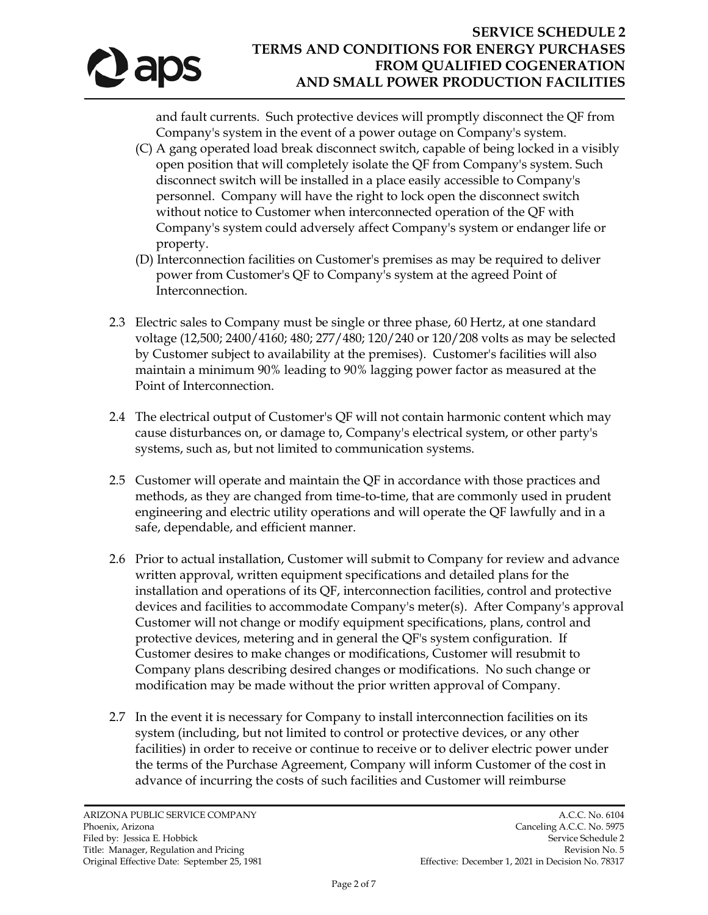and fault currents. Such protective devices will promptly disconnect the QF from Company's system in the event of a power outage on Company's system.

(C) A gang operated load break disconnect switch, capable of being locked in a visibly open position that will completely isolate the QF from Company's system. Such disconnect switch will be installed in a place easily accessible to Company's personnel. Company will have the right to lock open the disconnect switch without notice to Customer when interconnected operation of the QF with Company's system could adversely affect Company's system or endanger life or property.

(D) Interconnection facilities on Customer's premises as may be required to deliver power from Customer's QF to Company's system at the agreed Point of Interconnection.

2.3 Electric sales to Company must be single or three phase, 60 Hertz, at one standard voltage (12,500; 2400/4160; 480; 277/480; 120/240 or 120/208 volts as may be selected by Customer subject to availability at the premises). Customer's facilities will also maintain a minimum 90% leading to 90% lagging power factor as measured at the Point of Interconnection.

2.4 The electrical output of Customer's QF will not contain harmonic content which may cause disturbances on, or damage to, Company's electrical system, or other party's systems, such as, but not limited to communication systems.

2.5 Customer will operate and maintain the QF in accordance with those practices and methods, as they are changed from time-to-time, that are commonly used in prudent engineering and electric utility operations and will operate the QF lawfully and in a safe, dependable, and efficient manner.

2.6 Prior to actual installation, Customer will submit to Company for review and advance written approval, written equipment specifications and detailed plans for the installation and operations of its QF, interconnection facilities, control and protective devices and facilities to accommodate Company's meter(s). After Company's approval Customer will not change or modify equipment specifications, plans, control and protective devices, metering and in general the QF's system configuration. If Customer desires to make changes or modifications, Customer will resubmit to Company plans describing desired changes or modifications. No such change or modification may be made without the prior written approval of Company.

2.7 In the event it is necessary for Company to install interconnection facilities on its system (including, but not limited to control or protective devices, or any other facilities) in order to receive or continue to receive or to deliver electric power under the terms of the Purchase Agreement, Company will inform Customer of the cost in advance of incurring the costs of such facilities and Customer will reimburse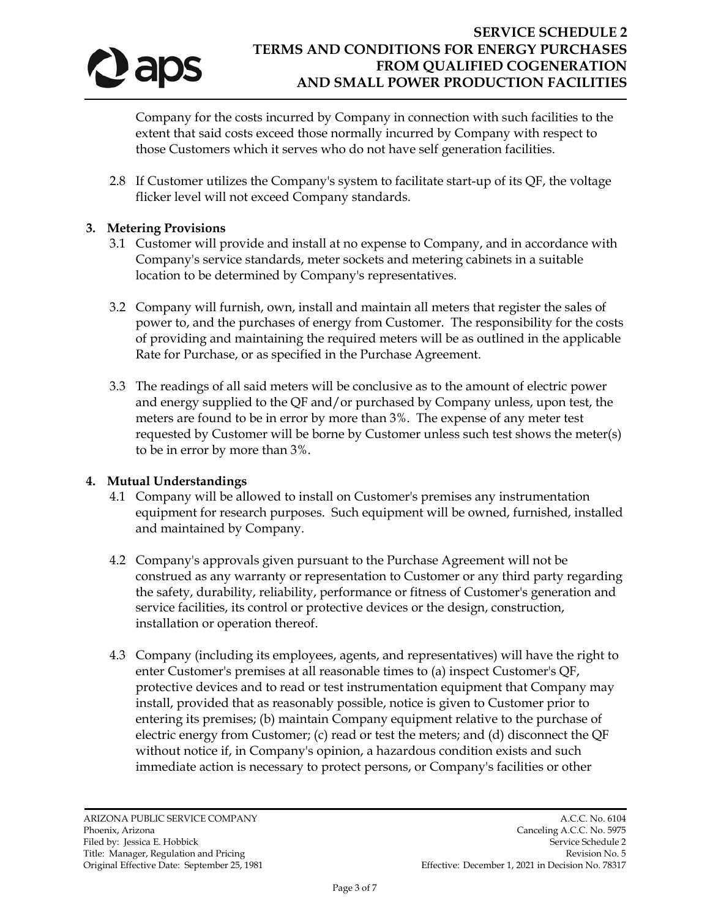Company for the costs incurred by Company in connection with such facilities to the extent that said costs exceed those normally incurred by Company with respect to those Customers which it serves who do not have self generation facilities.

2.8 If Customer utilizes the Company's system to facilitate start-up of its QF, the voltage flicker level will not exceed Company standards.

**3. Metering Provisions**

3.1 Customer will provide and install at no expense to Company, and in accordance with Company's service standards, meter sockets and metering cabinets in a suitable location to be determined by Company's representatives.

3.2 Company will furnish, own, install and maintain all meters that register the sales of power to, and the purchases of energy from Customer. The responsibility for the costs of providing and maintaining the required meters will be as outlined in the applicable Rate for Purchase, or as specified in the Purchase Agreement.

3.3 The readings of all said meters will be conclusive as to the amount of electric power and energy supplied to the QF and/or purchased by Company unless, upon test, the meters are found to be in error by more than 3%. The expense of any meter test requested by Customer will be borne by Customer unless such test shows the meter(s) to be in error by more than 3%.

**4. Mutual Understandings**

4.1 Company will be allowed to install on Customer's premises any instrumentation equipment for research purposes. Such equipment will be owned, furnished, installed and maintained by Company.

4.2 Company's approvals given pursuant to the Purchase Agreement will not be construed as any warranty or representation to Customer or any third party regarding the safety, durability, reliability, performance or fitness of Customer's generation and service facilities, its control or protective devices or the design, construction, installation or operation thereof.

4.3 Company (including its employees, agents, and representatives) will have the right to enter Customer's premises at all reasonable times to (a) inspect Customer's QF, protective devices and to read or test instrumentation equipment that Company may install, provided that as reasonably possible, notice is given to Customer prior to entering its premises; (b) maintain Company equipment relative to the purchase of electric energy from Customer; (c) read or test the meters; and (d) disconnect the QF without notice if, in Company's opinion, a hazardous condition exists and such immediate action is necessary to protect persons, or Company's facilities or other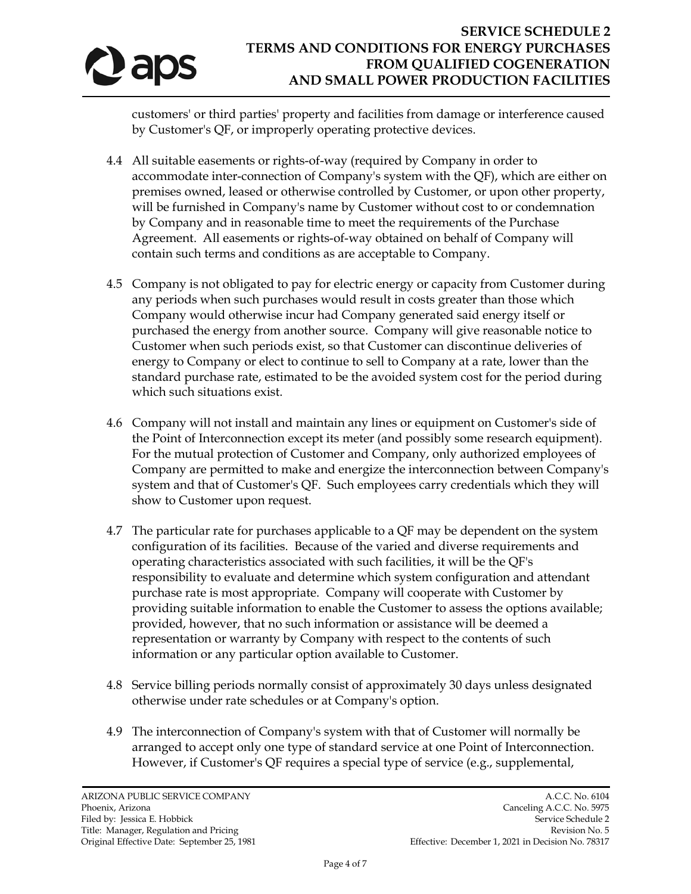customers' or third parties' property and facilities from damage or interference caused by Customer's QF, or improperly operating protective devices.

4.4 All suitable easements or rights-of-way (required by Company in order to accommodate inter-connection of Company's system with the QF), which are either on premises owned, leased or otherwise controlled by Customer, or upon other property, will be furnished in Company's name by Customer without cost to or condemnation by Company and in reasonable time to meet the requirements of the Purchase Agreement. All easements or rights-of-way obtained on behalf of Company will contain such terms and conditions as are acceptable to Company.

4.5 Company is not obligated to pay for electric energy or capacity from Customer during any periods when such purchases would result in costs greater than those which Company would otherwise incur had Company generated said energy itself or purchased the energy from another source. Company will give reasonable notice to Customer when such periods exist, so that Customer can discontinue deliveries of energy to Company or elect to continue to sell to Company at a rate, lower than the standard purchase rate, estimated to be the avoided system cost for the period during which such situations exist.

4.6 Company will not install and maintain any lines or equipment on Customer's side of the Point of Interconnection except its meter (and possibly some research equipment). For the mutual protection of Customer and Company, only authorized employees of Company are permitted to make and energize the interconnection between Company's system and that of Customer's QF. Such employees carry credentials which they will show to Customer upon request.

4.7 The particular rate for purchases applicable to a QF may be dependent on the system configuration of its facilities. Because of the varied and diverse requirements and operating characteristics associated with such facilities, it will be the QF's responsibility to evaluate and determine which system configuration and attendant purchase rate is most appropriate. Company will cooperate with Customer by providing suitable information to enable the Customer to assess the options available; provided, however, that no such information or assistance will be deemed a representation or warranty by Company with respect to the contents of such information or any particular option available to Customer.

4.8 Service billing periods normally consist of approximately 30 days unless designated otherwise under rate schedules or at Company's option.

4.9 The interconnection of Company's system with that of Customer will normally be arranged to accept only one type of standard service at one Point of Interconnection. However, if Customer's QF requires a special type of service (e.g., supplemental,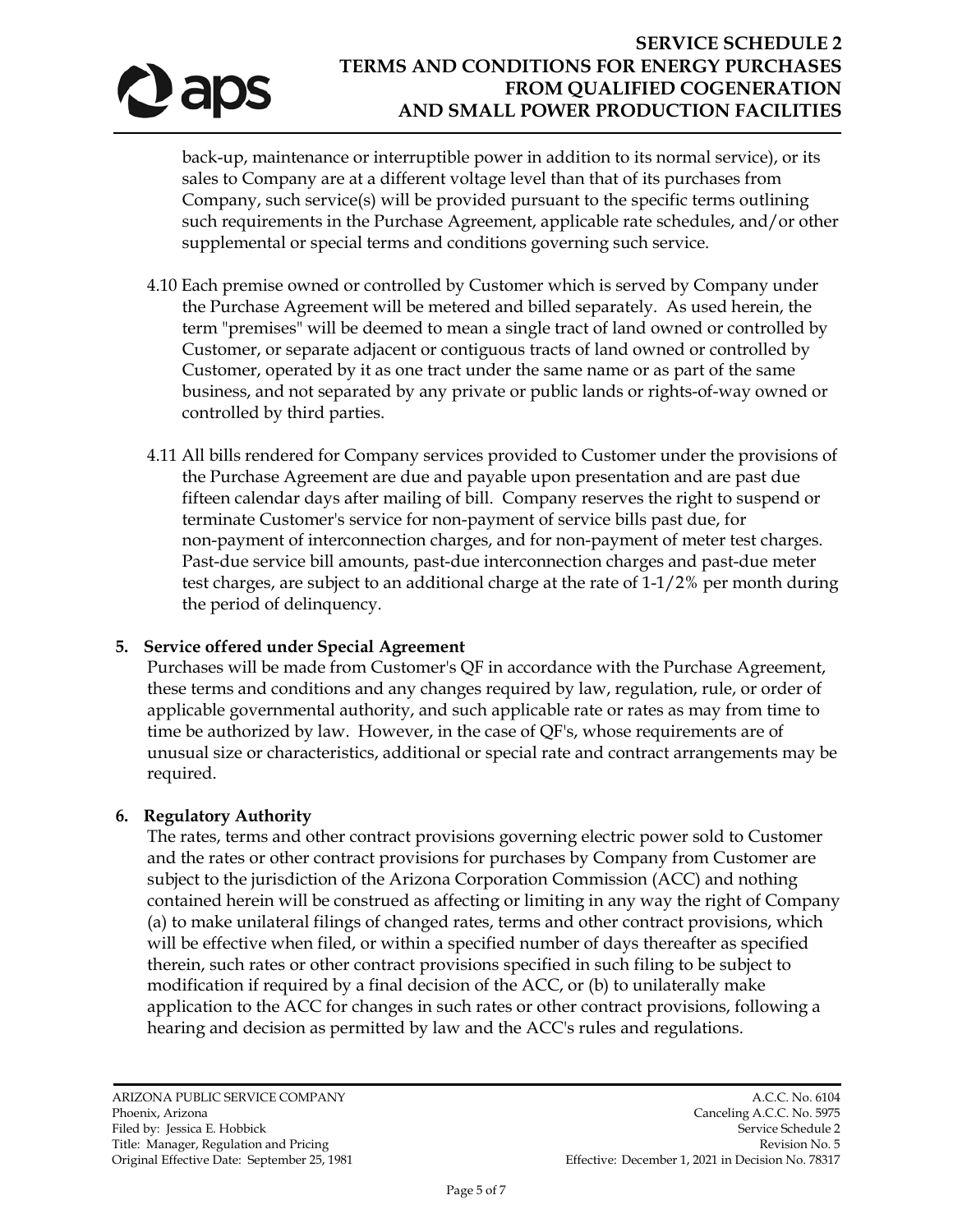back-up, maintenance or interruptible power in addition to its normal service), or its sales to Company are at a different voltage level than that of its purchases from Company, such service(s) will be provided pursuant to the specific terms outlining such requirements in the Purchase Agreement, applicable rate schedules, and/or other supplemental or special terms and conditions governing such service.

4.10 Each premise owned or controlled by Customer which is served by Company under the Purchase Agreement will be metered and billed separately. As used herein, the term "premises" will be deemed to mean a single tract of land owned or controlled by Customer, or separate adjacent or contiguous tracts of land owned or controlled by Customer, operated by it as one tract under the same name or as part of the same business, and not separated by any private or public lands or rights-of-way owned or controlled by third parties.

4.11 All bills rendered for Company services provided to Customer under the provisions of the Purchase Agreement are due and payable upon presentation and are past due fifteen calendar days after mailing of bill. Company reserves the right to suspend or terminate Customer's service for non-payment of service bills past due, for non-payment of interconnection charges, and for non-payment of meter test charges. Past-due service bill amounts, past-due interconnection charges and past-due meter test charges, are subject to an additional charge at the rate of 1-1/2% per month during the period of delinquency.

**5. Service offered under Special Agreement**

Purchases will be made from Customer's QF in accordance with the Purchase Agreement, these terms and conditions and any changes required by law, regulation, rule, or order of applicable governmental authority, and such applicable rate or rates as may from time to time be authorized by law. However, in the case of QF's, whose requirements are of unusual size or characteristics, additional or special rate and contract arrangements may be required.

**6. Regulatory Authority**

The rates, terms and other contract provisions governing electric power sold to Customer and the rates or other contract provisions for purchases by Company from Customer are subject to the jurisdiction of the Arizona Corporation Commission (ACC) and nothing contained herein will be construed as affecting or limiting in any way the right of Company (a) to make unilateral filings of changed rates, terms and other contract provisions, which will be effective when filed, or within a specified number of days thereafter as specified therein, such rates or other contract provisions specified in such filing to be subject to modification if required by a final decision of the ACC, or (b) to unilaterally make application to the ACC for changes in such rates or other contract provisions, following a hearing and decision as permitted by law and the ACC's rules and regulations.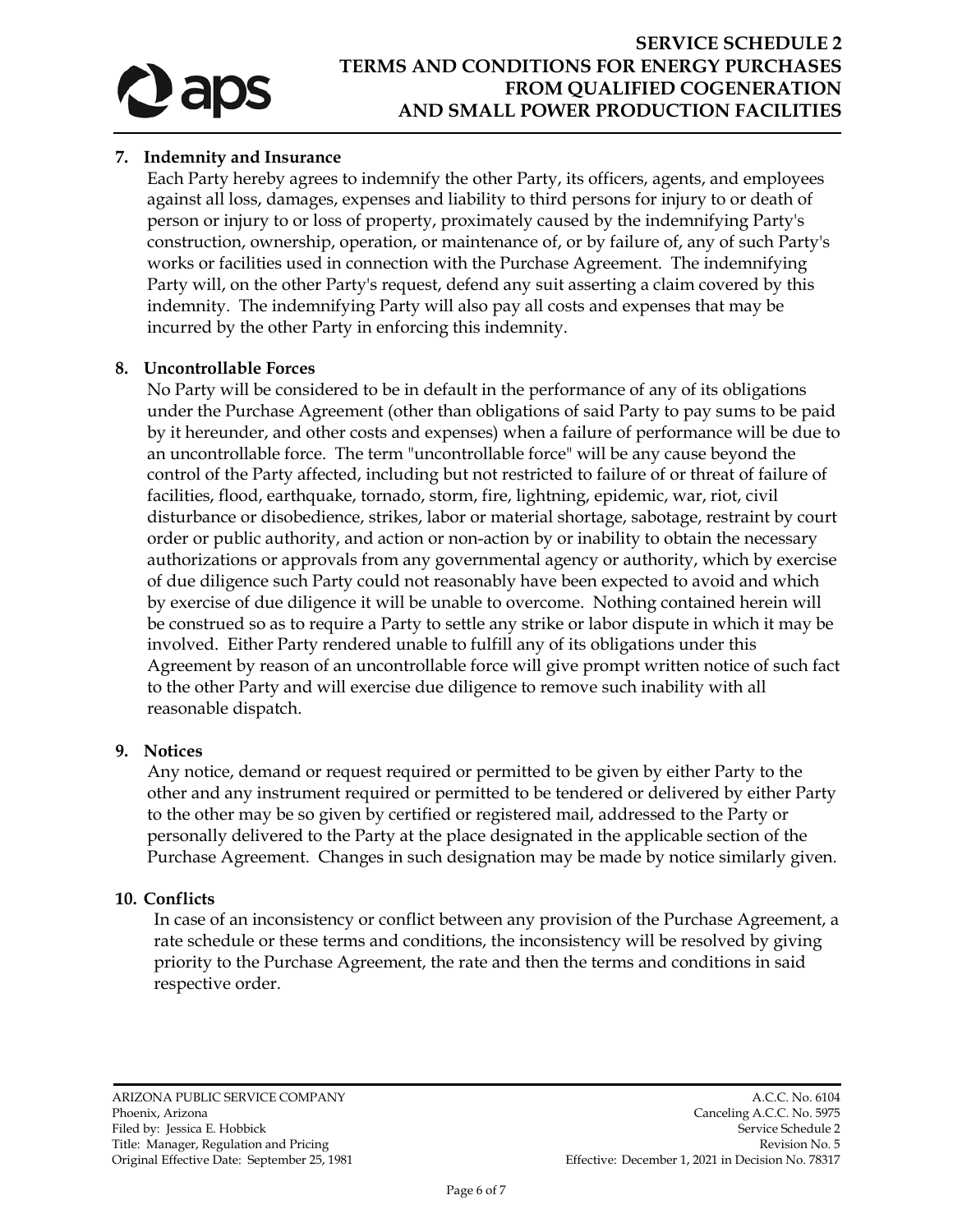**7. Indemnity and Insurance**

Each Party hereby agrees to indemnify the other Party, its officers, agents, and employees against all loss, damages, expenses and liability to third persons for injury to or death of person or injury to or loss of property, proximately caused by the indemnifying Party's construction, ownership, operation, or maintenance of, or by failure of, any of such Party's works or facilities used in connection with the Purchase Agreement. The indemnifying Party will, on the other Party's request, defend any suit asserting a claim covered by this indemnity. The indemnifying Party will also pay all costs and expenses that may be incurred by the other Party in enforcing this indemnity.

**8. Uncontrollable Forces**

No Party will be considered to be in default in the performance of any of its obligations under the Purchase Agreement (other than obligations of said Party to pay sums to be paid by it hereunder, and other costs and expenses) when a failure of performance will be due to an uncontrollable force. The term "uncontrollable force" will be any cause beyond the control of the Party affected, including but not restricted to failure of or threat of failure of facilities, flood, earthquake, tornado, storm, fire, lightning, epidemic, war, riot, civil disturbance or disobedience, strikes, labor or material shortage, sabotage, restraint by court order or public authority, and action or non-action by or inability to obtain the necessary authorizations or approvals from any governmental agency or authority, which by exercise of due diligence such Party could not reasonably have been expected to avoid and which by exercise of due diligence it will be unable to overcome. Nothing contained herein will be construed so as to require a Party to settle any strike or labor dispute in which it may be involved. Either Party rendered unable to fulfill any of its obligations under this Agreement by reason of an uncontrollable force will give prompt written notice of such fact to the other Party and will exercise due diligence to remove such inability with all reasonable dispatch.

**9. Notices**

Any notice, demand or request required or permitted to be given by either Party to the other and any instrument required or permitted to be tendered or delivered by either Party to the other may be so given by certified or registered mail, addressed to the Party or personally delivered to the Party at the place designated in the applicable section of the Purchase Agreement. Changes in such designation may be made by notice similarly given.

**10. Conflicts**

In case of an inconsistency or conflict between any provision of the Purchase Agreement, a rate schedule or these terms and conditions, the inconsistency will be resolved by giving priority to the Purchase Agreement, the rate and then the terms and conditions in said respective order.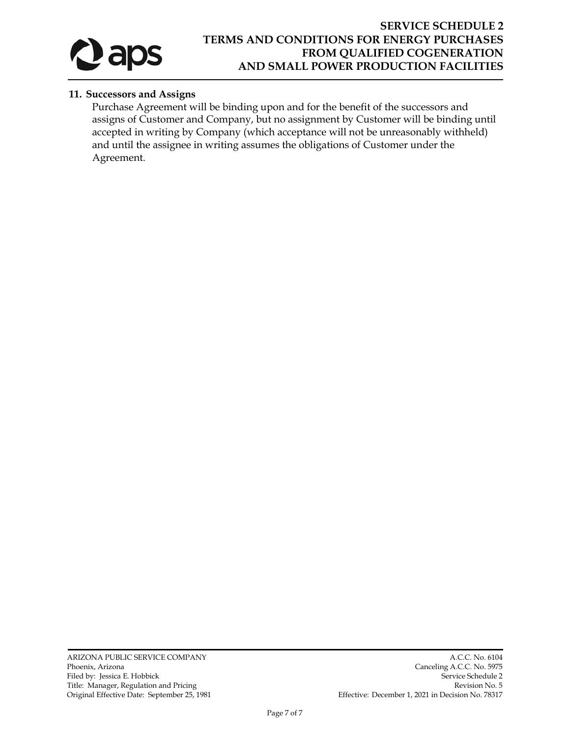**11. Successors and Assigns**

Purchase Agreement will be binding upon and for the benefit of the successors and assigns of Customer and Company, but no assignment by Customer will be binding until accepted in writing by Company (which acceptance will not be unreasonably withheld) and until the assignee in writing assumes the obligations of Customer under the Agreement.